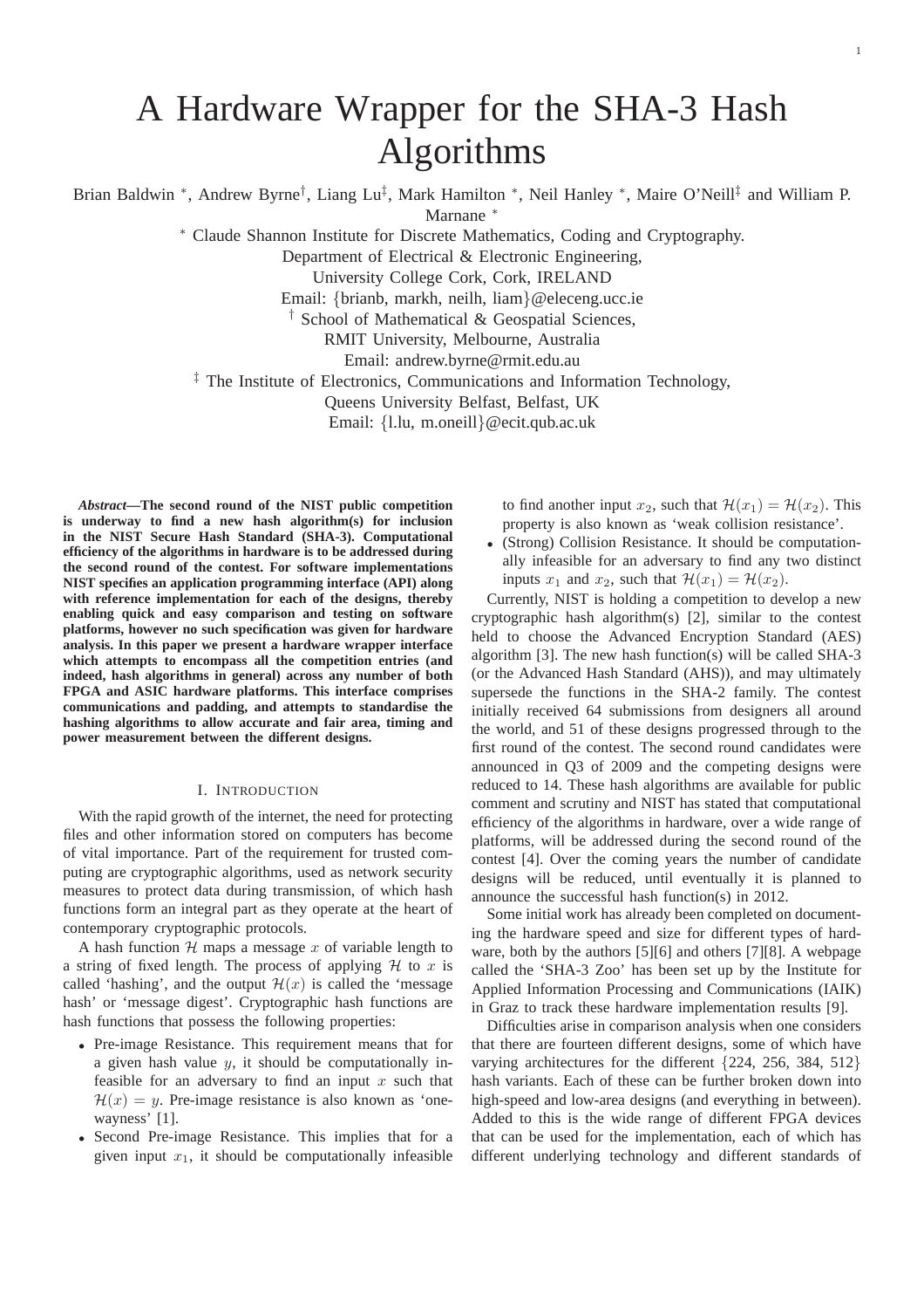# A Hardware Wrapper for the SHA-3 Hash Algorithms

Brian Baldwin [*], Andrew Byrne[†], Liang Lu[‡], Mark Hamilton [*], Neil Hanley [*], Maire O'Neill[‡] and William P. Marnane [*]

[*] Claude Shannon Institute for Discrete Mathematics, Coding and Cryptography.
Department of Electrical & Electronic Engineering,
University College Cork, Cork, IRELAND
Email: {brianb, markh, neilh, liam}@eleceng.ucc.ie

[†] School of Mathematical & Geospatial Sciences,
RMIT University, Melbourne, Australia
Email: andrew.byrne@rmit.edu.au

[‡] The Institute of Electronics, Communications and Information Technology,
Queens University Belfast, Belfast, UK
Email: {l.lu, m.oneill}@ecit.qub.ac.uk

***Abstract*—The second round of the NIST public competition is underway to find a new hash algorithm(s) for inclusion in the NIST Secure Hash Standard (SHA-3). Computational efficiency of the algorithms in hardware is to be addressed during the second round of the contest. For software implementations NIST specifies an application programming interface (API) along with reference implementation for each of the designs, thereby enabling quick and easy comparison and testing on software platforms, however no such specification was given for hardware analysis. In this paper we present a hardware wrapper interface which attempts to encompass all the competition entries (and indeed, hash algorithms in general) across any number of both FPGA and ASIC hardware platforms. This interface comprises communications and padding, and attempts to standardise the hashing algorithms to allow accurate and fair area, timing and power measurement between the different designs.**

## I. Introduction

With the rapid growth of the internet, the need for protecting files and other information stored on computers has become of vital importance. Part of the requirement for trusted computing are cryptographic algorithms, used as network security measures to protect data during transmission, of which hash functions form an integral part as they operate at the heart of contemporary cryptographic protocols.

A hash function $\mathcal{H}$ maps a message $x$ of variable length to a string of fixed length. The process of applying $\mathcal{H}$ to $x$ is called 'hashing', and the output $\mathcal{H}(x)$ is called the 'message hash' or 'message digest'. Cryptographic hash functions are hash functions that possess the following properties:

- Pre-image Resistance. This requirement means that for a given hash value $y$, it should be computationally infeasible for an adversary to find an input $x$ such that $\mathcal{H}(x) = y$. Pre-image resistance is also known as 'one-wayness' [1].
- Second Pre-image Resistance. This implies that for a given input $x_1$, it should be computationally infeasible to find another input $x_2$, such that $\mathcal{H}(x_1) = \mathcal{H}(x_2)$. This property is also known as 'weak collision resistance'.
- (Strong) Collision Resistance. It should be computationally infeasible for an adversary to find any two distinct inputs $x_1$ and $x_2$, such that $\mathcal{H}(x_1) = \mathcal{H}(x_2)$.

Currently, NIST is holding a competition to develop a new cryptographic hash algorithm(s) [2], similar to the contest held to choose the Advanced Encryption Standard (AES) algorithm [3]. The new hash function(s) will be called SHA-3 (or the Advanced Hash Standard (AHS)), and may ultimately supersede the functions in the SHA-2 family. The contest initially received 64 submissions from designers all around the world, and 51 of these designs progressed through to the first round of the contest. The second round candidates were announced in Q3 of 2009 and the competing designs were reduced to 14. These hash algorithms are available for public comment and scrutiny and NIST has stated that computational efficiency of the algorithms in hardware, over a wide range of platforms, will be addressed during the second round of the contest [4]. Over the coming years the number of candidate designs will be reduced, until eventually it is planned to announce the successful hash function(s) in 2012.

Some initial work has already been completed on documenting the hardware speed and size for different types of hardware, both by the authors [5][6] and others [7][8]. A webpage called the 'SHA-3 Zoo' has been set up by the Institute for Applied Information Processing and Communications (IAIK) in Graz to track these hardware implementation results [9].

Difficulties arise in comparison analysis when one considers that there are fourteen different designs, some of which have varying architectures for the different {224, 256, 384, 512} hash variants. Each of these can be further broken down into high-speed and low-area designs (and everything in between). Added to this is the wide range of different FPGA devices that can be used for the implementation, each of which has different underlying technology and different standards of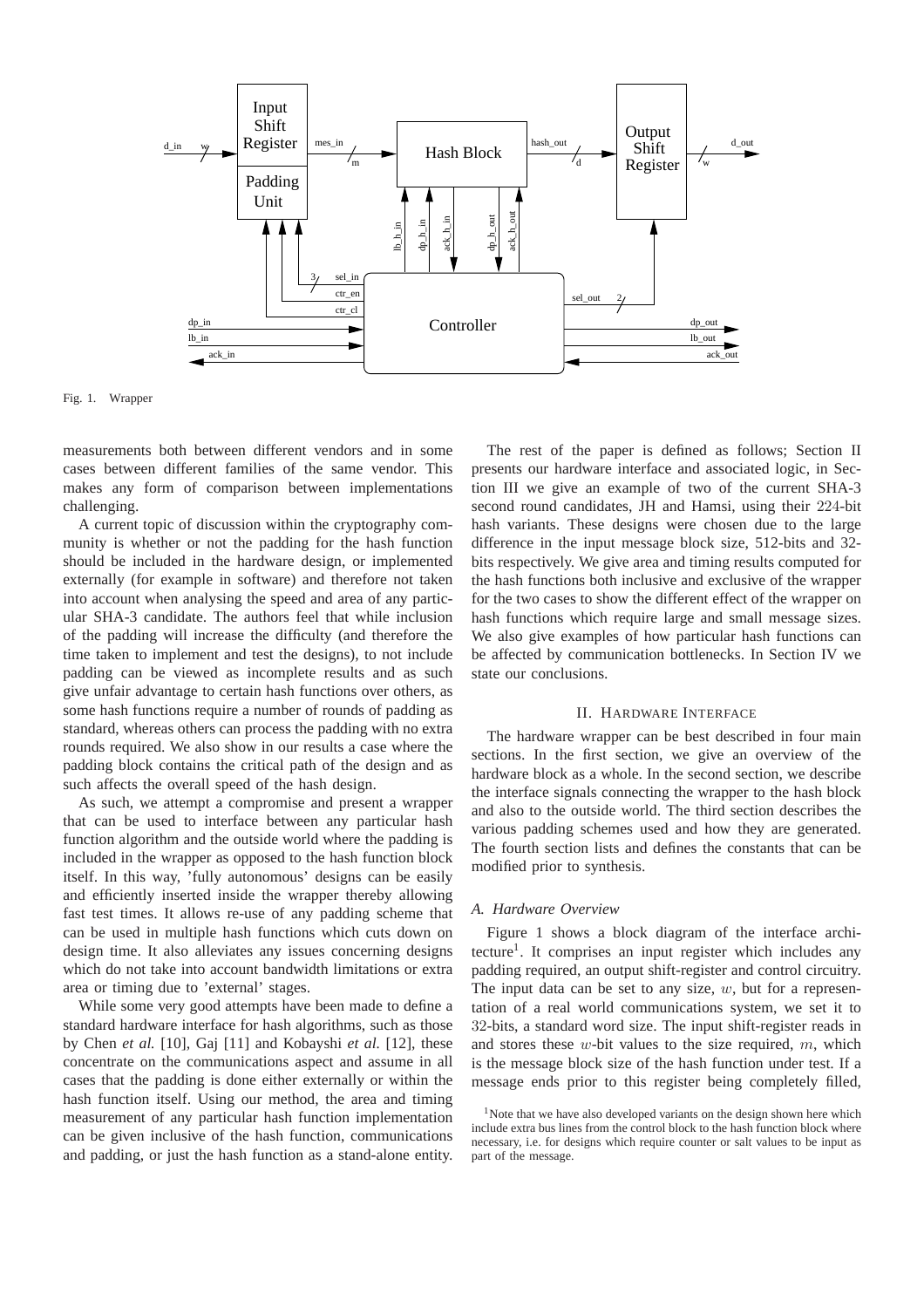Fig. 1. Wrapper

measurements both between different vendors and in some cases between different families of the same vendor. This makes any form of comparison between implementations challenging.

A current topic of discussion within the cryptography community is whether or not the padding for the hash function should be included in the hardware design, or implemented externally (for example in software) and therefore not taken into account when analysing the speed and area of any particular SHA-3 candidate. The authors feel that while inclusion of the padding will increase the difficulty (and therefore the time taken to implement and test the designs), to not include padding can be viewed as incomplete results and as such give unfair advantage to certain hash functions over others, as some hash functions require a number of rounds of padding as standard, whereas others can process the padding with no extra rounds required. We also show in our results a case where the padding block contains the critical path of the design and as such affects the overall speed of the hash design.

As such, we attempt a compromise and present a wrapper that can be used to interface between any particular hash function algorithm and the outside world where the padding is included in the wrapper as opposed to the hash function block itself. In this way, 'fully autonomous' designs can be easily and efficiently inserted inside the wrapper thereby allowing fast test times. It allows re-use of any padding scheme that can be used in multiple hash functions which cuts down on design time. It also alleviates any issues concerning designs which do not take into account bandwidth limitations or extra area or timing due to 'external' stages.

While some very good attempts have been made to define a standard hardware interface for hash algorithms, such as those by Chen *et al.* [10], Gaj [11] and Kobayshi *et al.* [12], these concentrate on the communications aspect and assume in all cases that the padding is done either externally or within the hash function itself. Using our method, the area and timing measurement of any particular hash function implementation can be given inclusive of the hash function, communications and padding, or just the hash function as a stand-alone entity.

The rest of the paper is defined as follows; Section II presents our hardware interface and associated logic, in Section III we give an example of two of the current SHA-3 second round candidates, JH and Hamsi, using their 224-bit hash variants. These designs were chosen due to the large difference in the input message block size, 512-bits and 32-bits respectively. We give area and timing results computed for the hash functions both inclusive and exclusive of the wrapper for the two cases to show the different effect of the wrapper on hash functions which require large and small message sizes. We also give examples of how particular hash functions can be affected by communication bottlenecks. In Section IV we state our conclusions.

## II. Hardware Interface

The hardware wrapper can be best described in four main sections. In the first section, we give an overview of the hardware block as a whole. In the second section, we describe the interface signals connecting the wrapper to the hash block and also to the outside world. The third section describes the various padding schemes used and how they are generated. The fourth section lists and defines the constants that can be modified prior to synthesis.

### *A. Hardware Overview*

Figure 1 shows a block diagram of the interface architecture[1]. It comprises an input register which includes any padding required, an output shift-register and control circuitry. The input data can be set to any size, $w$, but for a representation of a real world communications system, we set it to 32-bits, a standard word size. The input shift-register reads in and stores these $w$-bit values to the size required, $m$, which is the message block size of the hash function under test. If a message ends prior to this register being completely filled,

[1] Note that we have also developed variants on the design shown here which include extra bus lines from the control block to the hash function block where necessary, i.e. for designs which require counter or salt values to be input as part of the message.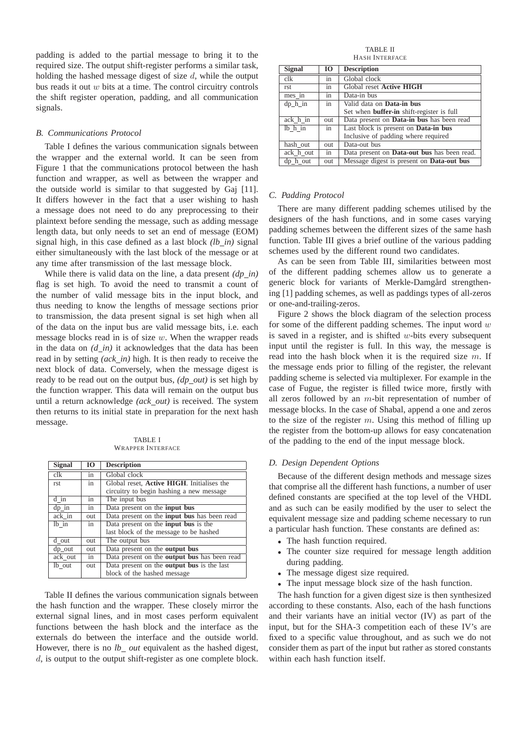padding is added to the partial message to bring it to the required size. The output shift-register performs a similar task, holding the hashed message digest of size $d$, while the output bus reads it out $w$ bits at a time. The control circuitry controls the shift register operation, padding, and all communication signals.

### B. Communications Protocol

Table I defines the various communication signals between the wrapper and the external world. It can be seen from Figure 1 that the communications protocol between the hash function and wrapper, as well as between the wrapper and the outside world is similar to that suggested by Gaj [11]. It differs however in the fact that a user wishing to hash a message does not need to do any preprocessing to their plaintext before sending the message, such as adding message length data, but only needs to set an end of message (EOM) signal high, in this case defined as a last block *(lb_in)* signal either simultaneously with the last block of the message or at any time after transmission of the last message block.

While there is valid data on the line, a data present *(dp_in)* flag is set high. To avoid the need to transmit a count of the number of valid message bits in the input block, and thus needing to know the lengths of message sections prior to transmission, the data present signal is set high when all of the data on the input bus are valid message bits, i.e. each message blocks read in is of size $w$. When the wrapper reads in the data on *(d_in)* it acknowledges that the data has been read in by setting *(ack_in)* high. It is then ready to receive the next block of data. Conversely, when the message digest is ready to be read out on the output bus, *(dp_out)* is set high by the function wrapper. This data will remain on the output bus until a return acknowledge *(ack_out)* is received. The system then returns to its initial state in preparation for the next hash message.

TABLE I
WRAPPER INTERFACE

| Signal | IO | Description |
|---|---|---|
| clk | in | Global clock |
| rst | in | Global reset, **Active HIGH**. Initialises the circuitry to begin hashing a new message |
| d_in | in | The input bus |
| dp_in | in | Data present on the **input bus** |
| ack_in | out | Data present on the **input bus** has been read |
| lb_in | in | Data present on the **input bus** is the last block of the message to be hashed |
| d_out | out | The output bus |
| dp_out | out | Data present on the **output bus** |
| ack_out | in | Data present on the **output bus** has been read |
| lb_out | out | Data present on the **output bus** is the last block of the hashed message |

Table II defines the various communication signals between the hash function and the wrapper. These closely mirror the external signal lines, and in most cases perform equivalent functions between the hash block and the interface as the externals do between the interface and the outside world. However, there is no *lb_ out* equivalent as the hashed digest, $d$, is output to the output shift-register as one complete block.

TABLE II
HASH INTERFACE

| Signal | IO | Description |
|---|---|---|
| clk | in | Global clock |
| rst | in | Global reset **Active HIGH** |
| mes_in | in | Data-in bus |
| dp_h_in | in | Valid data on **Data-in bus** Set when **buffer-in** shift-register is full |
| ack_h_in | out | Data present on **Data-in bus** has been read |
| lb_h_in | in | Last block is present on **Data-in bus** Inclusive of padding where required |
| hash_out | out | Data-out bus |
| ack_h_out | in | Data present on **Data-out bus** has been read. |
| dp_h_out | out | Message digest is present on **Data-out bus** |

### C. Padding Protocol

There are many different padding schemes utilised by the designers of the hash functions, and in some cases varying padding schemes between the different sizes of the same hash function. Table III gives a brief outline of the various padding schemes used by the different round two candidates.

As can be seen from Table III, similarities between most of the different padding schemes allow us to generate a generic block for variants of Merkle-Damgård strengthening [1] padding schemes, as well as paddings types of all-zeros or one-and-trailing-zeros.

Figure 2 shows the block diagram of the selection process for some of the different padding schemes. The input word $w$ is saved in a register, and is shifted $w$-bits every subsequent input until the register is full. In this way, the message is read into the hash block when it is the required size $m$. If the message ends prior to filling of the register, the relevant padding scheme is selected via multiplexer. For example in the case of Fugue, the register is filled twice more, firstly with all zeros followed by an $m$-bit representation of number of message blocks. In the case of Shabal, append a one and zeros to the size of the register $m$. Using this method of filling up the register from the bottom-up allows for easy concatenation of the padding to the end of the input message block.

### D. Design Dependent Options

Because of the different design methods and message sizes that comprise all the different hash functions, a number of user defined constants are specified at the top level of the VHDL and as such can be easily modified by the user to select the equivalent message size and padding scheme necessary to run a particular hash function. These constants are defined as:

- The hash function required.
- The counter size required for message length addition during padding.
- The message digest size required.
- The input message block size of the hash function.

The hash function for a given digest size is then synthesized according to these constants. Also, each of the hash functions and their variants have an initial vector (IV) as part of the input, but for the SHA-3 competition each of these IV's are fixed to a specific value throughout, and as such we do not consider them as part of the input but rather as stored constants within each hash function itself.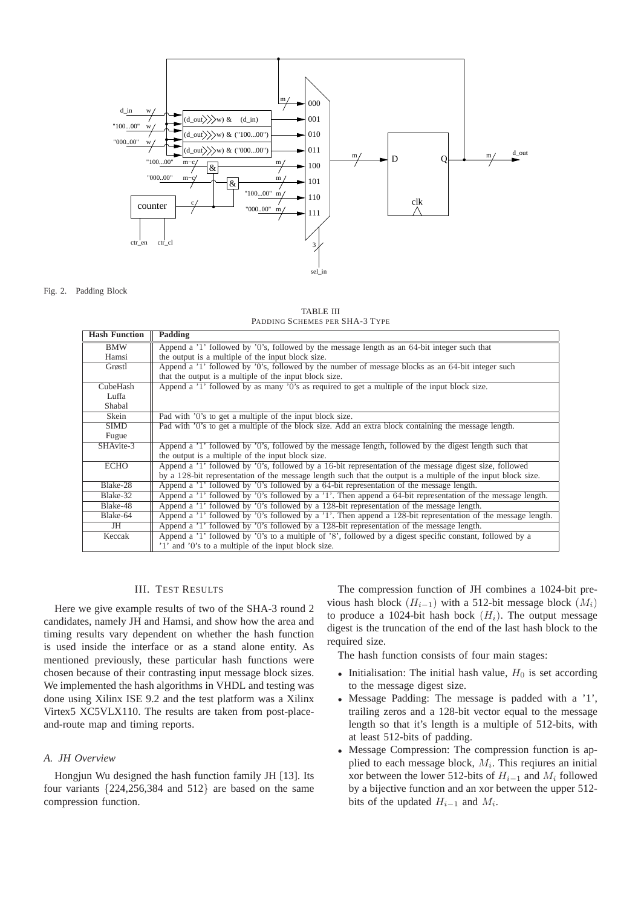Fig. 2. Padding Block

TABLE III
PADDING SCHEMES PER SHA-3 TYPE

| Hash Function | Padding |
|---|---|
| BMW<br>Hamsi | Append a '1' followed by '0's, followed by the message length as an 64-bit integer such that the output is a multiple of the input block size. |
| Grøstl | Append a '1' followed by '0's, followed by the number of message blocks as an 64-bit integer such that the output is a multiple of the input block size. |
| CubeHash<br>Luffa<br>Shabal | Append a '1' followed by as many '0's as required to get a multiple of the input block size. |
| Skein | Pad with '0's to get a multiple of the input block size. |
| SIMD<br>Fugue | Pad with '0's to get a multiple of the block size. Add an extra block containing the message length. |
| SHAvite-3 | Append a '1' followed by '0's, followed by the message length, followed by the digest length such that the output is a multiple of the input block size. |
| ECHO | Append a '1' followed by '0's, followed by a 16-bit representation of the message digest size, followed by a 128-bit representation of the message length such that the output is a multiple of the input block size. |
| Blake-28 | Append a '1' followed by '0's followed by a 64-bit representation of the message length. |
| Blake-32 | Append a '1' followed by '0's followed by a '1'. Then append a 64-bit representation of the message length. |
| Blake-48 | Append a '1' followed by '0's followed by a 128-bit representation of the message length. |
| Blake-64 | Append a '1' followed by '0's followed by a '1'. Then append a 128-bit representation of the message length. |
| JH | Append a '1' followed by '0's followed by a 128-bit representation of the message length. |
| Keccak | Append a '1' followed by '0's to a multiple of '8', followed by a digest specific constant, followed by a '1' and '0's to a multiple of the input block size. |

## III. Test Results

Here we give example results of two of the SHA-3 round 2 candidates, namely JH and Hamsi, and show how the area and timing results vary dependent on whether the hash function is used inside the interface or as a stand alone entity. As mentioned previously, these particular hash functions were chosen because of their contrasting input message block sizes. We implemented the hash algorithms in VHDL and testing was done using Xilinx ISE 9.2 and the test platform was a Xilinx Virtex5 XC5VLX110. The results are taken from post-place-and-route map and timing reports.

### A. JH Overview

Hongjun Wu designed the hash function family JH [13]. Its four variants {224,256,384 and 512} are based on the same compression function.

The compression function of JH combines a 1024-bit previous hash block ($H_{i-1}$) with a 512-bit message block ($M_i$) to produce a 1024-bit hash bock ($H_i$). The output message digest is the truncation of the end of the last hash block to the required size.

The hash function consists of four main stages:

- Initialisation: The initial hash value, $H_0$ is set according to the message digest size.
- Message Padding: The message is padded with a '1', trailing zeros and a 128-bit vector equal to the message length so that it's length is a multiple of 512-bits, with at least 512-bits of padding.
- Message Compression: The compression function is applied to each message block, $M_i$. This reqiures an initial xor between the lower 512-bits of $H_{i-1}$ and $M_i$ followed by a bijective function and an xor between the upper 512-bits of the updated $H_{i-1}$ and $M_i$.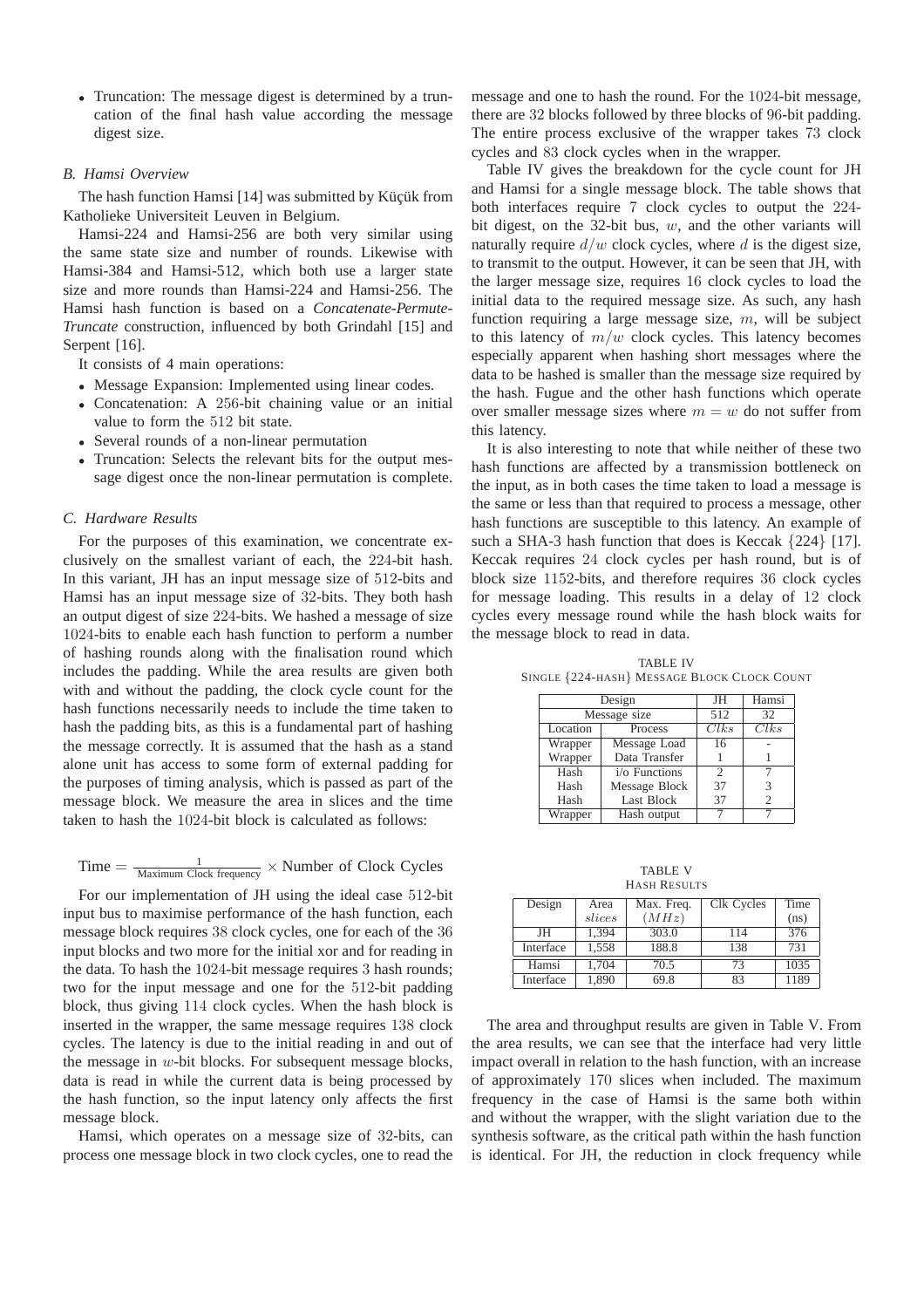- Truncation: The message digest is determined by a truncation of the final hash value according the message digest size.

### *B. Hamsi Overview*

The hash function Hamsi [14] was submitted by Küçük from Katholieke Universiteit Leuven in Belgium.

Hamsi-224 and Hamsi-256 are both very similar using the same state size and number of rounds. Likewise with Hamsi-384 and Hamsi-512, which both use a larger state size and more rounds than Hamsi-224 and Hamsi-256. The Hamsi hash function is based on a *Concatenate-Permute-Truncate* construction, influenced by both Grindahl [15] and Serpent [16].

It consists of 4 main operations:

- Message Expansion: Implemented using linear codes.
- Concatenation: A 256-bit chaining value or an initial value to form the 512 bit state.
- Several rounds of a non-linear permutation
- Truncation: Selects the relevant bits for the output message digest once the non-linear permutation is complete.

### *C. Hardware Results*

For the purposes of this examination, we concentrate exclusively on the smallest variant of each, the 224-bit hash. In this variant, JH has an input message size of 512-bits and Hamsi has an input message size of 32-bits. They both hash an output digest of size 224-bits. We hashed a message of size 1024-bits to enable each hash function to perform a number of hashing rounds along with the finalisation round which includes the padding. While the area results are given both with and without the padding, the clock cycle count for the hash functions necessarily needs to include the time taken to hash the padding bits, as this is a fundamental part of hashing the message correctly. It is assumed that the hash as a stand alone unit has access to some form of external padding for the purposes of timing analysis, which is passed as part of the message block. We measure the area in slices and the time taken to hash the 1024-bit block is calculated as follows:

$$\text{Time} = \frac{1}{\text{Maximum Clock frequency}} \times \text{Number of Clock Cycles}$$

For our implementation of JH using the ideal case 512-bit input bus to maximise performance of the hash function, each message block requires 38 clock cycles, one for each of the 36 input blocks and two more for the initial xor and for reading in the data. To hash the 1024-bit message requires 3 hash rounds; two for the input message and one for the 512-bit padding block, thus giving 114 clock cycles. When the hash block is inserted in the wrapper, the same message requires 138 clock cycles. The latency is due to the initial reading in and out of the message in $w$-bit blocks. For subsequent message blocks, data is read in while the current data is being processed by the hash function, so the input latency only affects the first message block.

Hamsi, which operates on a message size of 32-bits, can process one message block in two clock cycles, one to read the message and one to hash the round. For the 1024-bit message, there are 32 blocks followed by three blocks of 96-bit padding. The entire process exclusive of the wrapper takes 73 clock cycles and 83 clock cycles when in the wrapper.

Table IV gives the breakdown for the cycle count for JH and Hamsi for a single message block. The table shows that both interfaces require 7 clock cycles to output the 224-bit digest, on the 32-bit bus, $w$, and the other variants will naturally require $d/w$ clock cycles, where $d$ is the digest size, to transmit to the output. However, it can be seen that JH, with the larger message size, requires 16 clock cycles to load the initial data to the required message size. As such, any hash function requiring a large message size, $m$, will be subject to this latency of $m/w$ clock cycles. This latency becomes especially apparent when hashing short messages where the data to be hashed is smaller than the message size required by the hash. Fugue and the other hash functions which operate over smaller message sizes where $m = w$ do not suffer from this latency.

It is also interesting to note that while neither of these two hash functions are affected by a transmission bottleneck on the input, as in both cases the time taken to load a message is the same or less than that required to process a message, other hash functions are susceptible to this latency. An example of such a SHA-3 hash function that does is Keccak {224} [17]. Keccak requires 24 clock cycles per hash round, but is of block size 1152-bits, and therefore requires 36 clock cycles for message loading. This results in a delay of 12 clock cycles every message round while the hash block waits for the message block to read in data.

TABLE IV
SINGLE {224-HASH} MESSAGE BLOCK CLOCK COUNT

| Design | | JH | Hamsi |
|---|---|---|---|
| Message size | | 512 | 32 |
| Location | Process | $Clks$ | $Clks$ |
| Wrapper | Message Load | 16 | - |
| Wrapper | Data Transfer | 1 | 1 |
| Hash | i/o Functions | 2 | 7 |
| Hash | Message Block | 37 | 3 |
| Hash | Last Block | 37 | 2 |
| Wrapper | Hash output | 7 | 7 |

TABLE V
HASH RESULTS

| Design | Area $slices$ | Max. Freq. $(MHz)$ | Clk Cycles | Time (ns) |
|---|---|---|---|---|
| JH | 1,394 | 303.0 | 114 | 376 |
| Interface | 1,558 | 188.8 | 138 | 731 |
| Hamsi | 1,704 | 70.5 | 73 | 1035 |
| Interface | 1,890 | 69.8 | 83 | 1189 |

The area and throughput results are given in Table V. From the area results, we can see that the interface had very little impact overall in relation to the hash function, with an increase of approximately 170 slices when included. The maximum frequency in the case of Hamsi is the same both within and without the wrapper, with the slight variation due to the synthesis software, as the critical path within the hash function is identical. For JH, the reduction in clock frequency while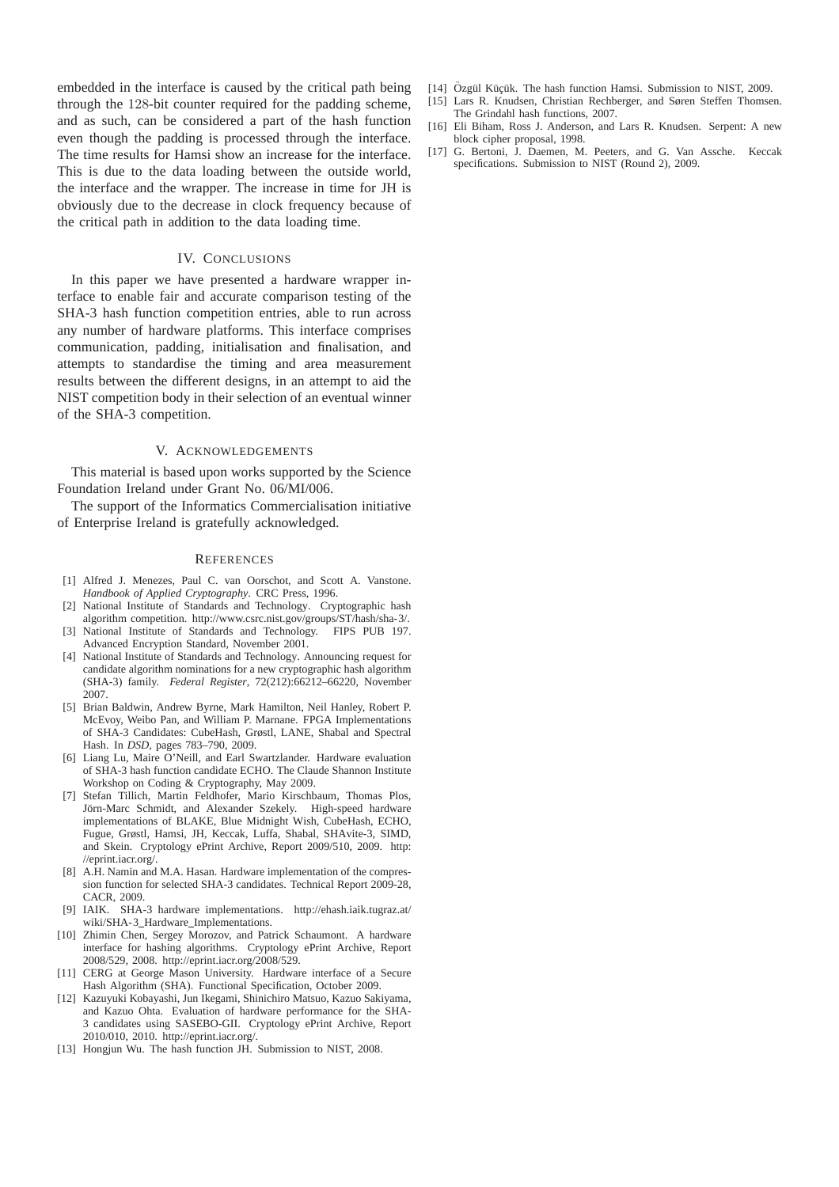embedded in the interface is caused by the critical path being through the 128-bit counter required for the padding scheme, and as such, can be considered a part of the hash function even though the padding is processed through the interface. The time results for Hamsi show an increase for the interface. This is due to the data loading between the outside world, the interface and the wrapper. The increase in time for JH is obviously due to the decrease in clock frequency because of the critical path in addition to the data loading time.

## IV. Conclusions

In this paper we have presented a hardware wrapper interface to enable fair and accurate comparison testing of the SHA-3 hash function competition entries, able to run across any number of hardware platforms. This interface comprises communication, padding, initialisation and finalisation, and attempts to standardise the timing and area measurement results between the different designs, in an attempt to aid the NIST competition body in their selection of an eventual winner of the SHA-3 competition.

## V. Acknowledgements

This material is based upon works supported by the Science Foundation Ireland under Grant No. 06/MI/006.

The support of the Informatics Commercialisation initiative of Enterprise Ireland is gratefully acknowledged.

## References

[1] Alfred J. Menezes, Paul C. van Oorschot, and Scott A. Vanstone. *Handbook of Applied Cryptography*. CRC Press, 1996.

[2] National Institute of Standards and Technology. Cryptographic hash algorithm competition. http://www.csrc.nist.gov/groups/ST/hash/sha-3/.

[3] National Institute of Standards and Technology. FIPS PUB 197. Advanced Encryption Standard, November 2001.

[4] National Institute of Standards and Technology. Announcing request for candidate algorithm nominations for a new cryptographic hash algorithm (SHA-3) family. *Federal Register*, 72(212):66212–66220, November 2007.

[5] Brian Baldwin, Andrew Byrne, Mark Hamilton, Neil Hanley, Robert P. McEvoy, Weibo Pan, and William P. Marnane. FPGA Implementations of SHA-3 Candidates: CubeHash, Grøstl, LANE, Shabal and Spectral Hash. In *DSD*, pages 783–790, 2009.

[6] Liang Lu, Maire O'Neill, and Earl Swartzlander. Hardware evaluation of SHA-3 hash function candidate ECHO. The Claude Shannon Institute Workshop on Coding & Cryptography, May 2009.

[7] Stefan Tillich, Martin Feldhofer, Mario Kirschbaum, Thomas Plos, Jörn-Marc Schmidt, and Alexander Szekely. High-speed hardware implementations of BLAKE, Blue Midnight Wish, CubeHash, ECHO, Fugue, Grøstl, Hamsi, JH, Keccak, Luffa, Shabal, SHAvite-3, SIMD, and Skein. Cryptology ePrint Archive, Report 2009/510, 2009. http://eprint.iacr.org/.

[8] A.H. Namin and M.A. Hasan. Hardware implementation of the compression function for selected SHA-3 candidates. Technical Report 2009-28, CACR, 2009.

[9] IAIK. SHA-3 hardware implementations. http://ehash.iaik.tugraz.at/wiki/SHA-3_Hardware_Implementations.

[10] Zhimin Chen, Sergey Morozov, and Patrick Schaumont. A hardware interface for hashing algorithms. Cryptology ePrint Archive, Report 2008/529, 2008. http://eprint.iacr.org/2008/529.

[11] CERG at George Mason University. Hardware interface of a Secure Hash Algorithm (SHA). Functional Specification, October 2009.

[12] Kazuyuki Kobayashi, Jun Ikegami, Shinichiro Matsuo, Kazuo Sakiyama, and Kazuo Ohta. Evaluation of hardware performance for the SHA-3 candidates using SASEBO-GII. Cryptology ePrint Archive, Report 2010/010, 2010. http://eprint.iacr.org/.

[13] Hongjun Wu. The hash function JH. Submission to NIST, 2008.

[14] Özgül Küçük. The hash function Hamsi. Submission to NIST, 2009.

[15] Lars R. Knudsen, Christian Rechberger, and Søren Steffen Thomsen. The Grindahl hash functions, 2007.

[16] Eli Biham, Ross J. Anderson, and Lars R. Knudsen. Serpent: A new block cipher proposal, 1998.

[17] G. Bertoni, J. Daemen, M. Peeters, and G. Van Assche. Keccak specifications. Submission to NIST (Round 2), 2009.